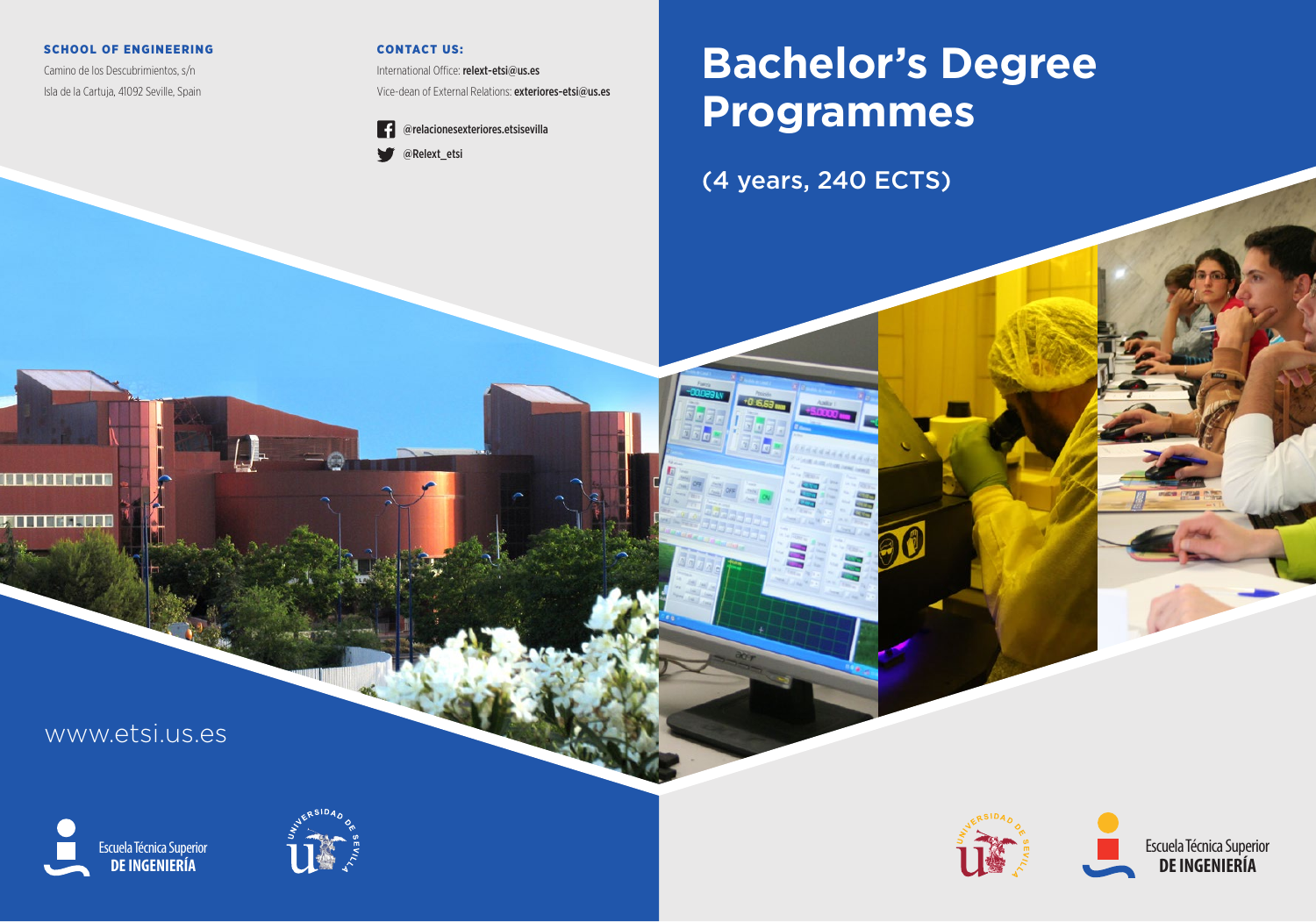**SCHOOL OF ENGINEERING**

Camino de los Descubrimientos, s/n
Isla de la Cartuja, 41092 Seville, Spain

**CONTACT US:**

International Office: **relext-etsi@us.es**
Vice-dean of External Relations: **exteriores-etsi@us.es**

@relacionesexteriores.etsisevilla

@Relext_etsi

www.etsi.us.es

Escuela Técnica Superior
**DE INGENIERÍA**

# Bachelor's Degree Programmes

(4 years, 240 ECTS)

Escuela Técnica Superior
**DE INGENIERÍA**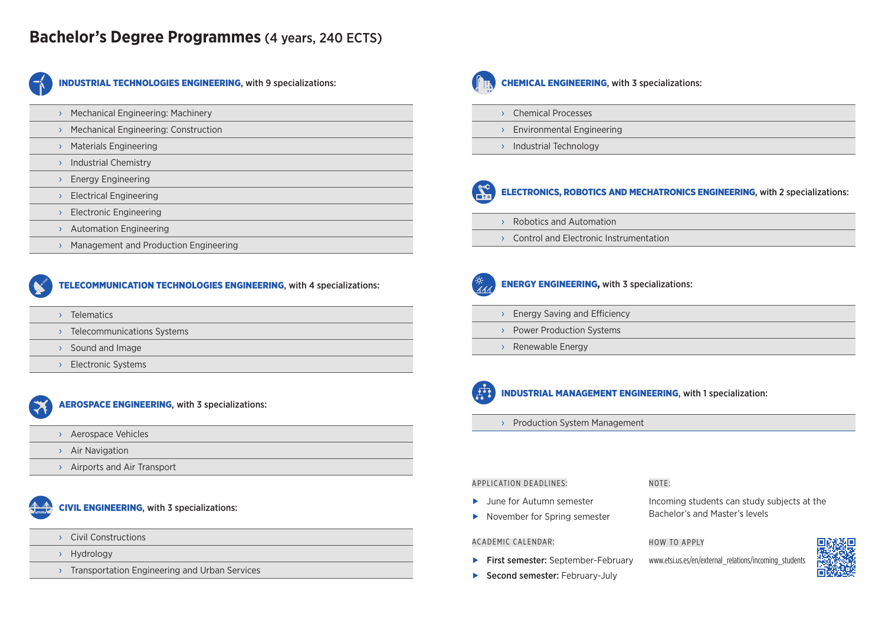# Bachelor's Degree Programmes (4 years, 240 ECTS)

## **INDUSTRIAL TECHNOLOGIES ENGINEERING**, with 9 specializations:

- Mechanical Engineering: Machinery
- Mechanical Engineering: Construction
- Materials Engineering
- Industrial Chemistry
- Energy Engineering
- Electrical Engineering
- Electronic Engineering
- Automation Engineering
- Management and Production Engineering

## **TELECOMMUNICATION TECHNOLOGIES ENGINEERING**, with 4 specializations:

- Telematics
- Telecommunications Systems
- Sound and Image
- Electronic Systems

## **AEROSPACE ENGINEERING**, with 3 specializations:

- Aerospace Vehicles
- Air Navigation
- Airports and Air Transport

## **CIVIL ENGINEERING**, with 3 specializations:

- Civil Constructions
- Hydrology
- Transportation Engineering and Urban Services

## **CHEMICAL ENGINEERING**, with 3 specializations:

- Chemical Processes
- Environmental Engineering
- Industrial Technology

## **ELECTRONICS, ROBOTICS AND MECHATRONICS ENGINEERING**, with 2 specializations:

- Robotics and Automation
- Control and Electronic Instrumentation

## **ENERGY ENGINEERING**, with 3 specializations:

- Energy Saving and Efficiency
- Power Production Systems
- Renewable Energy

## **INDUSTRIAL MANAGEMENT ENGINEERING**, with 1 specialization:

- Production System Management

APPLICATION DEADLINES:

- June for Autumn semester
- November for Spring semester

ACADEMIC CALENDAR:

- **First semester:** September-February
- **Second semester:** February-July

NOTE:

Incoming students can study subjects at the Bachelor's and Master's levels

HOW TO APPLY

www.etsi.us.es/en/external_relations/incoming_students